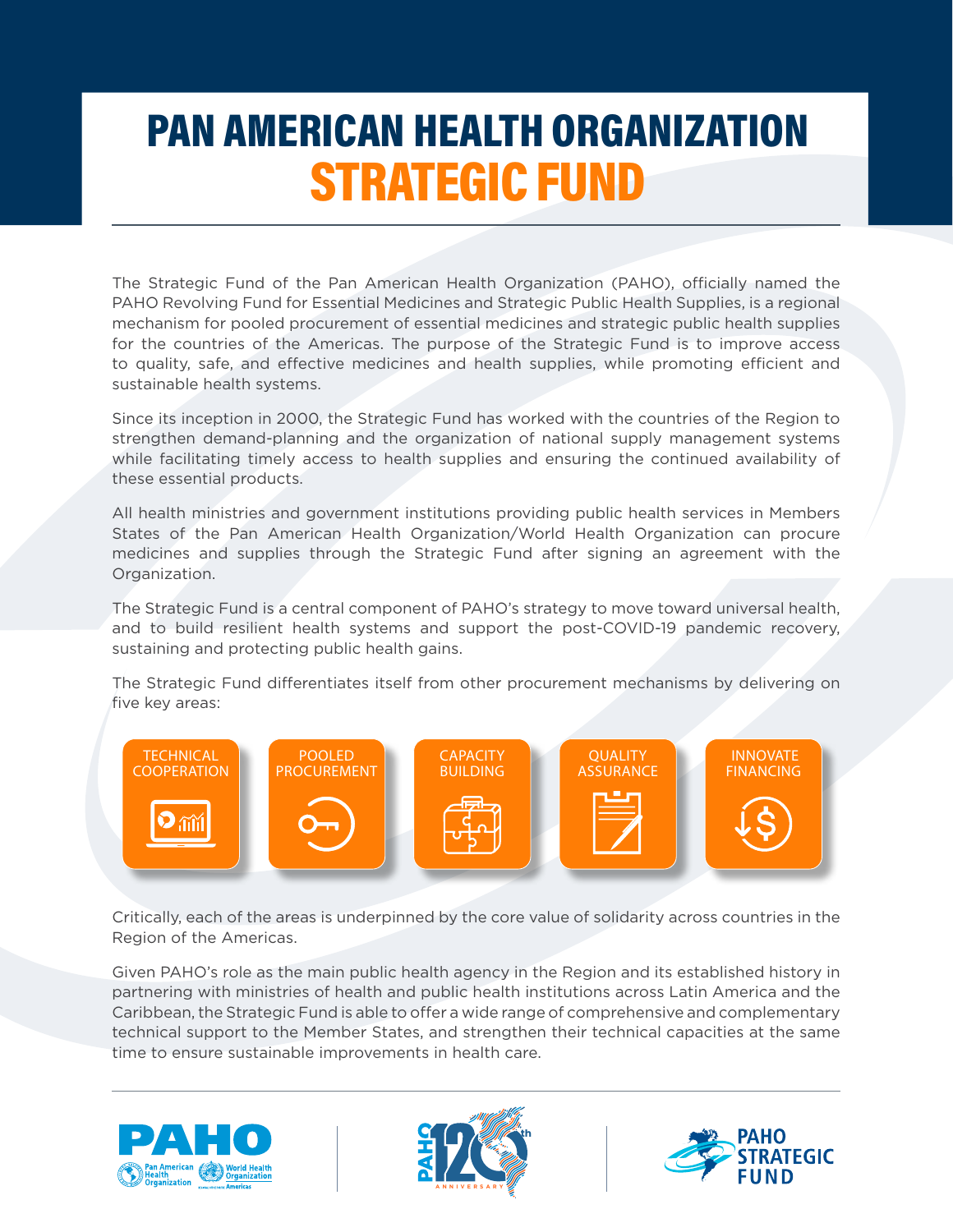# PAN AMERICAN HEALTH ORGANIZATION STRATEGIC FUND

The Strategic Fund of the Pan American Health Organization (PAHO), officially named the PAHO Revolving Fund for Essential Medicines and Strategic Public Health Supplies, is a regional mechanism for pooled procurement of essential medicines and strategic public health supplies for the countries of the Americas. The purpose of the Strategic Fund is to improve access to quality, safe, and effective medicines and health supplies, while promoting efficient and sustainable health systems.

Since its inception in 2000, the Strategic Fund has worked with the countries of the Region to strengthen demand-planning and the organization of national supply management systems while facilitating timely access to health supplies and ensuring the continued availability of these essential products.

All health ministries and government institutions providing public health services in Members States of the Pan American Health Organization/World Health Organization can procure medicines and supplies through the Strategic Fund after signing an agreement with the Organization.

The Strategic Fund is a central component of PAHO's strategy to move toward universal health, and to build resilient health systems and support the post-COVID-19 pandemic recovery, sustaining and protecting public health gains.

The Strategic Fund differentiates itself from other procurement mechanisms by delivering on five key areas:

- TECHNICAL COOPERATION
- POOLED PROCUREMENT
- CAPACITY BUILDING
- QUALITY ASSURANCE
- INNOVATE FINANCING

Critically, each of the areas is underpinned by the core value of solidarity across countries in the Region of the Americas.

Given PAHO's role as the main public health agency in the Region and its established history in partnering with ministries of health and public health institutions across Latin America and the Caribbean, the Strategic Fund is able to offer a wide range of comprehensive and complementary technical support to the Member States, and strengthen their technical capacities at the same time to ensure sustainable improvements in health care.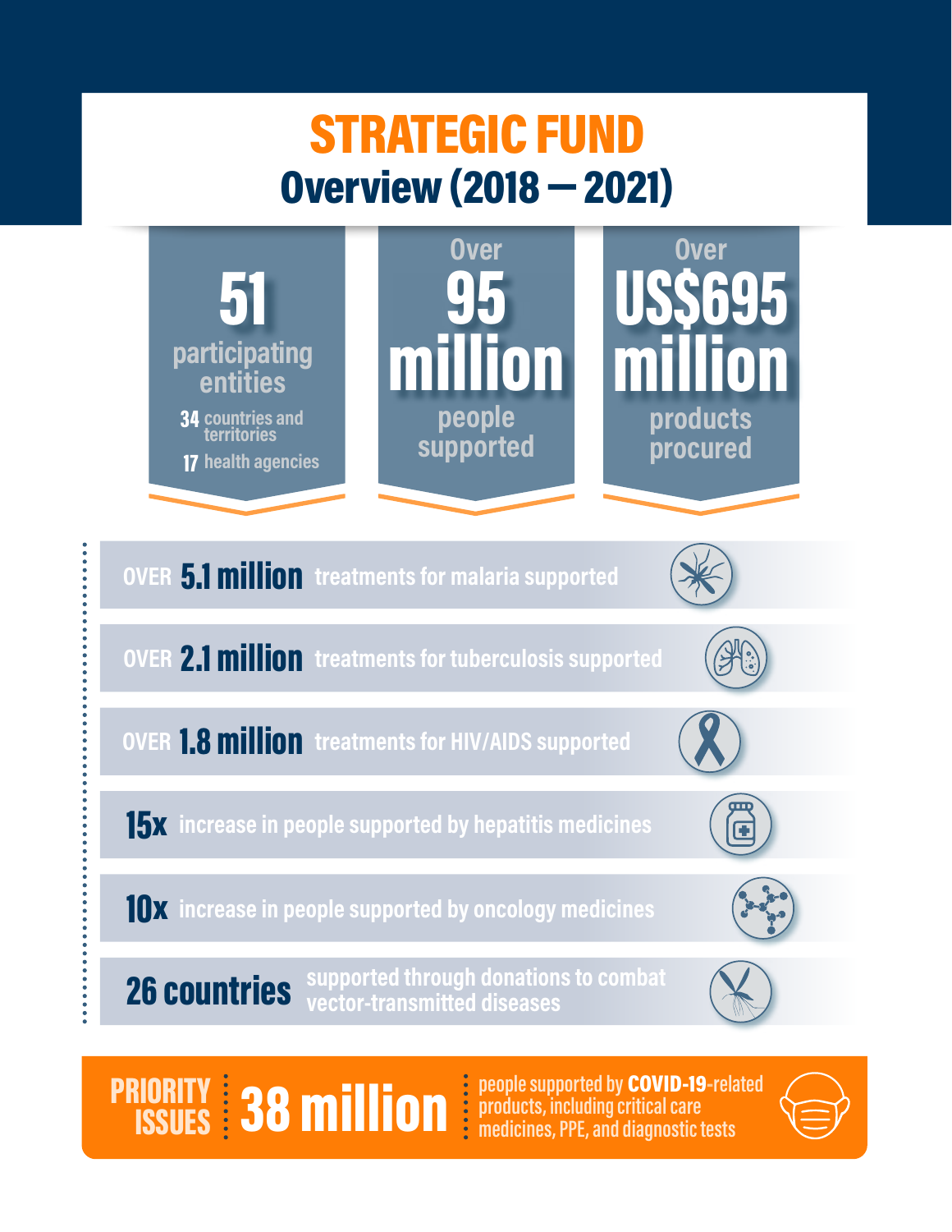# STRATEGIC FUND

## Overview (2018 — 2021)

**51** participating entities
- **34** countries and territories
- **17** health agencies

Over **95 million** people supported

Over **US$695 million** products procured

- OVER **5.1 million** treatments for malaria supported
- OVER **2.1 million** treatments for tuberculosis supported
- OVER **1.8 million** treatments for HIV/AIDS supported
- **15x** increase in people supported by hepatitis medicines
- **10x** increase in people supported by oncology medicines
- **26 countries** supported through donations to combat vector-transmitted diseases

**PRIORITY ISSUES** | **38 million** people supported by **COVID-19**-related products, including critical care medicines, PPE, and diagnostic tests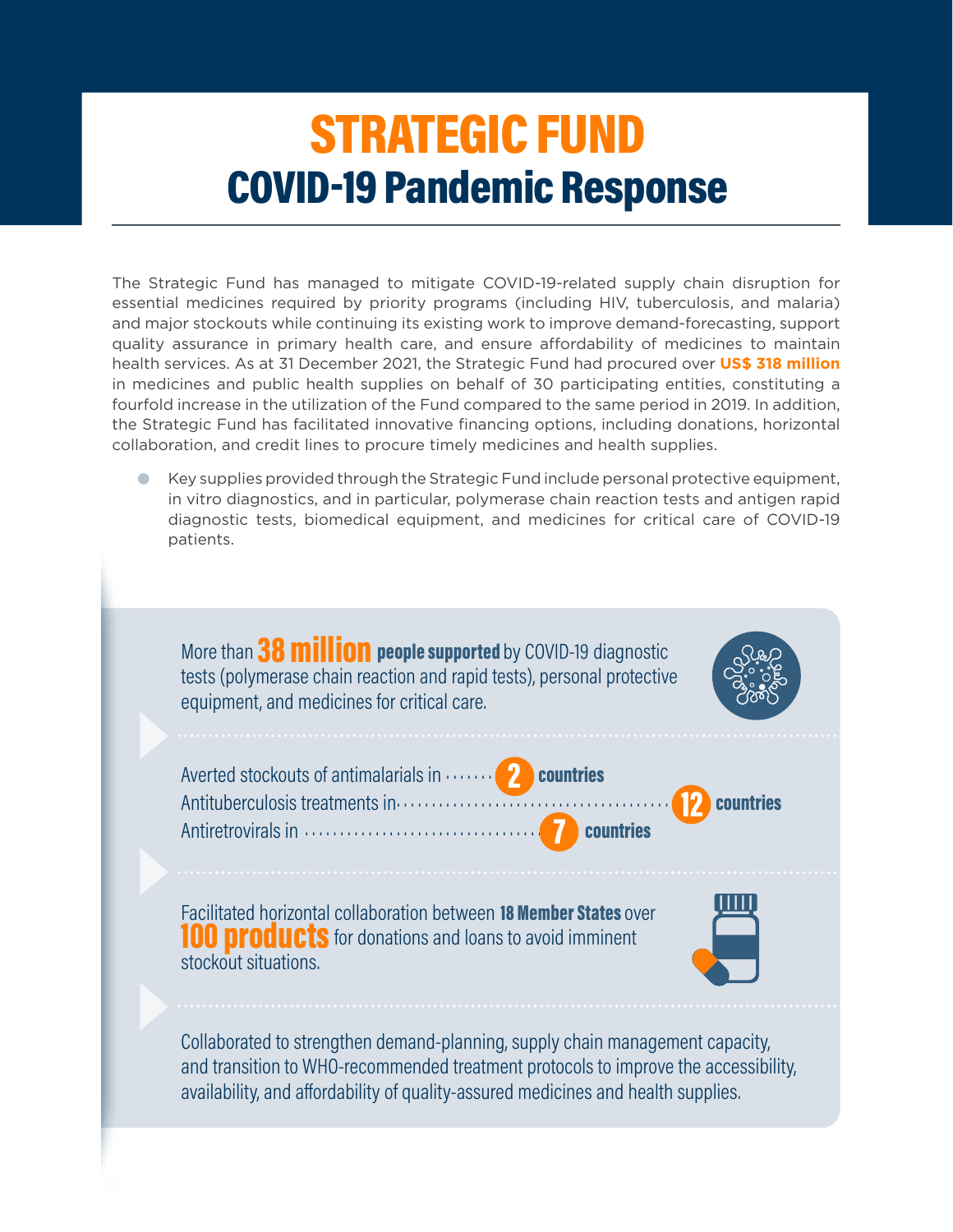# STRATEGIC FUND

## COVID-19 Pandemic Response

The Strategic Fund has managed to mitigate COVID-19-related supply chain disruption for essential medicines required by priority programs (including HIV, tuberculosis, and malaria) and major stockouts while continuing its existing work to improve demand-forecasting, support quality assurance in primary health care, and ensure affordability of medicines to maintain health services. As at 31 December 2021, the Strategic Fund had procured over **US$ 318 million** in medicines and public health supplies on behalf of 30 participating entities, constituting a fourfold increase in the utilization of the Fund compared to the same period in 2019. In addition, the Strategic Fund has facilitated innovative financing options, including donations, horizontal collaboration, and credit lines to procure timely medicines and health supplies.

- Key supplies provided through the Strategic Fund include personal protective equipment, in vitro diagnostics, and in particular, polymerase chain reaction tests and antigen rapid diagnostic tests, biomedical equipment, and medicines for critical care of COVID-19 patients.

More than **38 million** **people supported** by COVID-19 diagnostic tests (polymerase chain reaction and rapid tests), personal protective equipment, and medicines for critical care.

Averted stockouts of antimalarials in **2 countries**
Antituberculosis treatments in **12 countries**
Antiretrovirals in **7 countries**

Facilitated horizontal collaboration between **18 Member States** over **100 products** for donations and loans to avoid imminent stockout situations.

Collaborated to strengthen demand-planning, supply chain management capacity, and transition to WHO-recommended treatment protocols to improve the accessibility, availability, and affordability of quality-assured medicines and health supplies.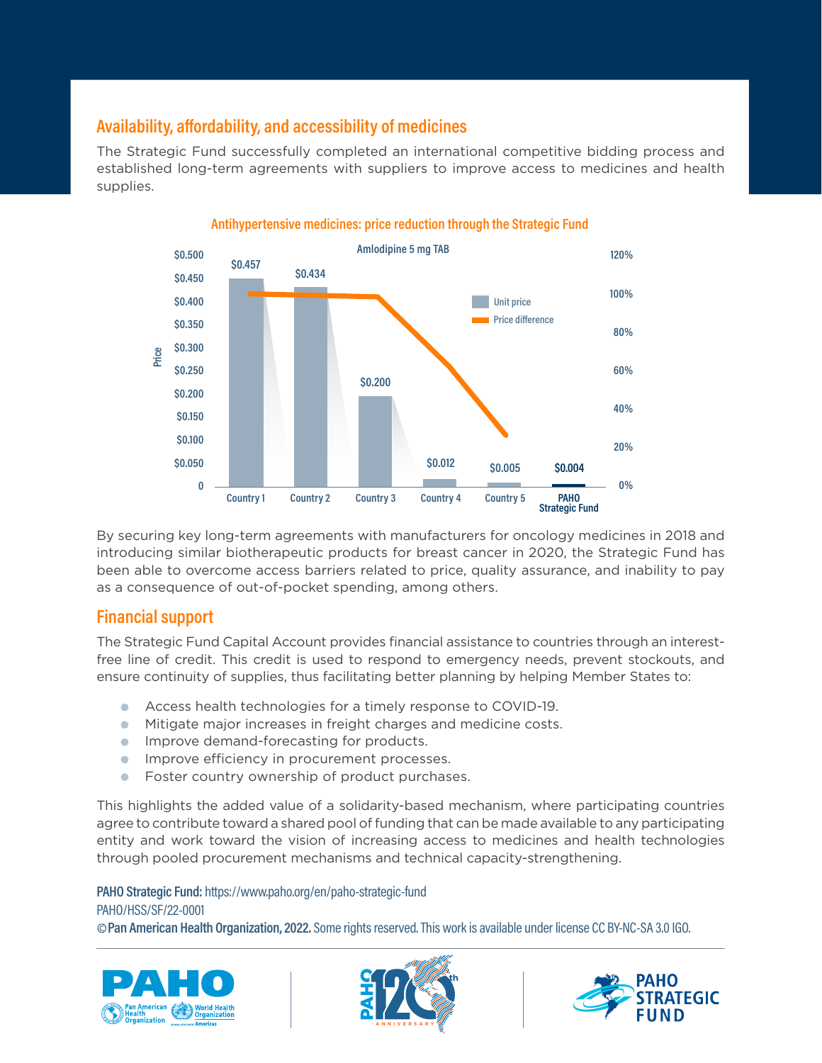## Availability, affordability, and accessibility of medicines

The Strategic Fund successfully completed an international competitive bidding process and established long-term agreements with suppliers to improve access to medicines and health supplies.

Antihypertensive medicines: price reduction through the Strategic Fund

Amlodipine 5 mg TAB

Price

$0.500
$0.450
$0.400
$0.350
$0.300
$0.250
$0.200
$0.150
$0.100
$0.050
0

120%
100%
80%
60%
40%
20%
0%

Unit price
Price difference

$0.457
$0.434
$0.200
$0.012
$0.005
$0.004

Country 1
Country 2
Country 3
Country 4
Country 5
PAHO Strategic Fund

By securing key long-term agreements with manufacturers for oncology medicines in 2018 and introducing similar biotherapeutic products for breast cancer in 2020, the Strategic Fund has been able to overcome access barriers related to price, quality assurance, and inability to pay as a consequence of out-of-pocket spending, among others.

## Financial support

The Strategic Fund Capital Account provides financial assistance to countries through an interest-free line of credit. This credit is used to respond to emergency needs, prevent stockouts, and ensure continuity of supplies, thus facilitating better planning by helping Member States to:

- Access health technologies for a timely response to COVID-19.
- Mitigate major increases in freight charges and medicine costs.
- Improve demand-forecasting for products.
- Improve efficiency in procurement processes.
- Foster country ownership of product purchases.

This highlights the added value of a solidarity-based mechanism, where participating countries agree to contribute toward a shared pool of funding that can be made available to any participating entity and work toward the vision of increasing access to medicines and health technologies through pooled procurement mechanisms and technical capacity-strengthening.

**PAHO Strategic Fund:** https://www.paho.org/en/paho-strategic-fund
PAHO/HSS/SF/22-0001
©**Pan American Health Organization, 2022.** Some rights reserved. This work is available under license CC BY-NC-SA 3.0 IGO.